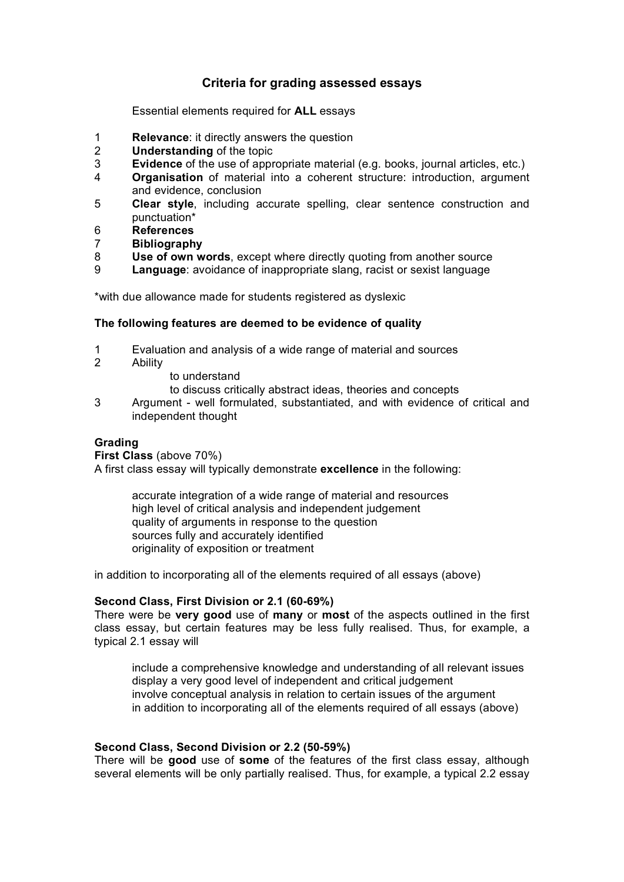# Criteria for grading assessed essays

Essential elements required for **ALL** essays

1. **Relevance**: it directly answers the question
2. **Understanding** of the topic
3. **Evidence** of the use of appropriate material (e.g. books, journal articles, etc.)
4. **Organisation** of material into a coherent structure: introduction, argument and evidence, conclusion
5. **Clear style**, including accurate spelling, clear sentence construction and punctuation*
6. **References**
7. **Bibliography**
8. **Use of own words**, except where directly quoting from another source
9. **Language**: avoidance of inappropriate slang, racist or sexist language

*with due allowance made for students registered as dyslexic

**The following features are deemed to be evidence of quality**

1. Evaluation and analysis of a wide range of material and sources
2. Ability
   - to understand
   - to discuss critically abstract ideas, theories and concepts
3. Argument - well formulated, substantiated, and with evidence of critical and independent thought

## Grading

**First Class** (above 70%)

A first class essay will typically demonstrate **excellence** in the following:

- accurate integration of a wide range of material and resources
- high level of critical analysis and independent judgement
- quality of arguments in response to the question
- sources fully and accurately identified
- originality of exposition or treatment

in addition to incorporating all of the elements required of all essays (above)

**Second Class, First Division or 2.1 (60-69%)**

There were be **very good** use of **many** or **most** of the aspects outlined in the first class essay, but certain features may be less fully realised. Thus, for example, a typical 2.1 essay will

- include a comprehensive knowledge and understanding of all relevant issues
- display a very good level of independent and critical judgement
- involve conceptual analysis in relation to certain issues of the argument
- in addition to incorporating all of the elements required of all essays (above)

**Second Class, Second Division or 2.2 (50-59%)**

There will be **good** use of **some** of the features of the first class essay, although several elements will be only partially realised. Thus, for example, a typical 2.2 essay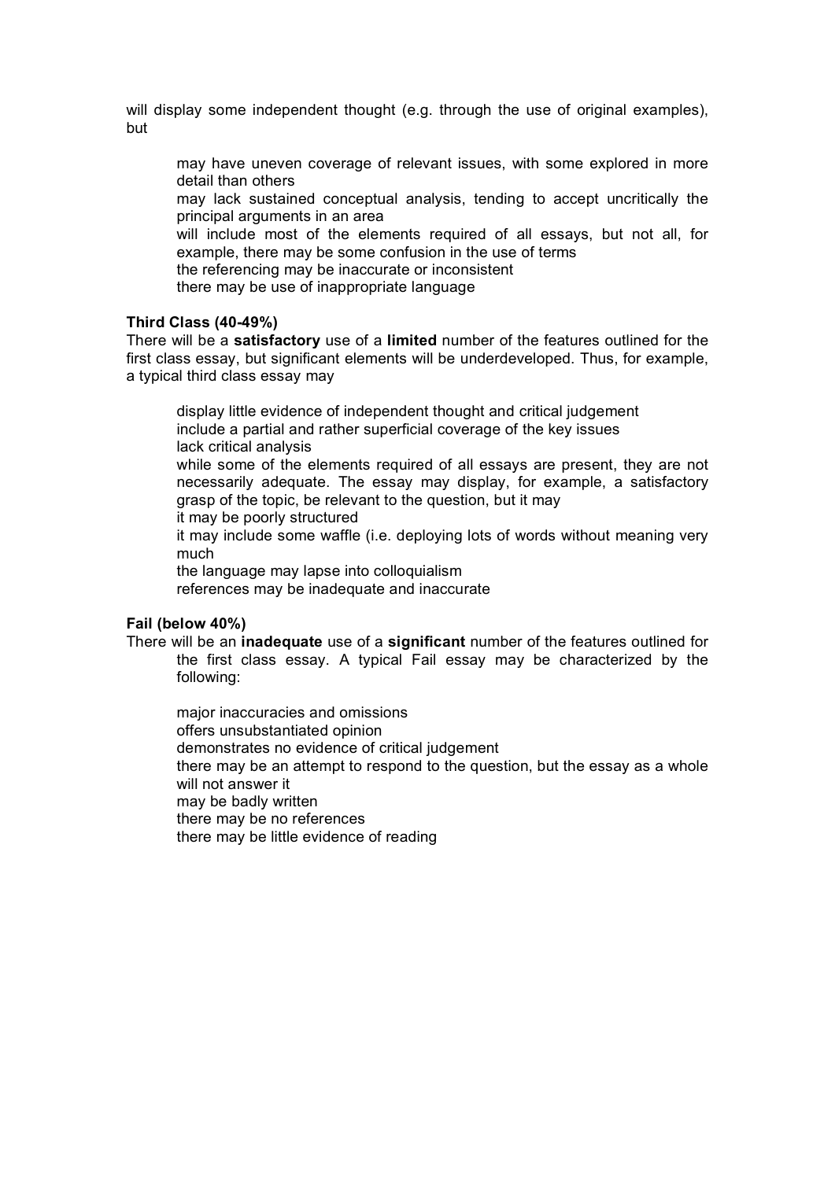will display some independent thought (e.g. through the use of original examples), but

- may have uneven coverage of relevant issues, with some explored in more detail than others
- may lack sustained conceptual analysis, tending to accept uncritically the principal arguments in an area
- will include most of the elements required of all essays, but not all, for example, there may be some confusion in the use of terms
- the referencing may be inaccurate or inconsistent
- there may be use of inappropriate language

**Third Class (40-49%)**

There will be a **satisfactory** use of a **limited** number of the features outlined for the first class essay, but significant elements will be underdeveloped. Thus, for example, a typical third class essay may

- display little evidence of independent thought and critical judgement
- include a partial and rather superficial coverage of the key issues
- lack critical analysis
- while some of the elements required of all essays are present, they are not necessarily adequate. The essay may display, for example, a satisfactory grasp of the topic, be relevant to the question, but it may
- it may be poorly structured
- it may include some waffle (i.e. deploying lots of words without meaning very much
- the language may lapse into colloquialism
- references may be inadequate and inaccurate

**Fail (below 40%)**

There will be an **inadequate** use of a **significant** number of the features outlined for the first class essay. A typical Fail essay may be characterized by the following:

- major inaccuracies and omissions
- offers unsubstantiated opinion
- demonstrates no evidence of critical judgement
- there may be an attempt to respond to the question, but the essay as a whole will not answer it
- may be badly written
- there may be no references
- there may be little evidence of reading